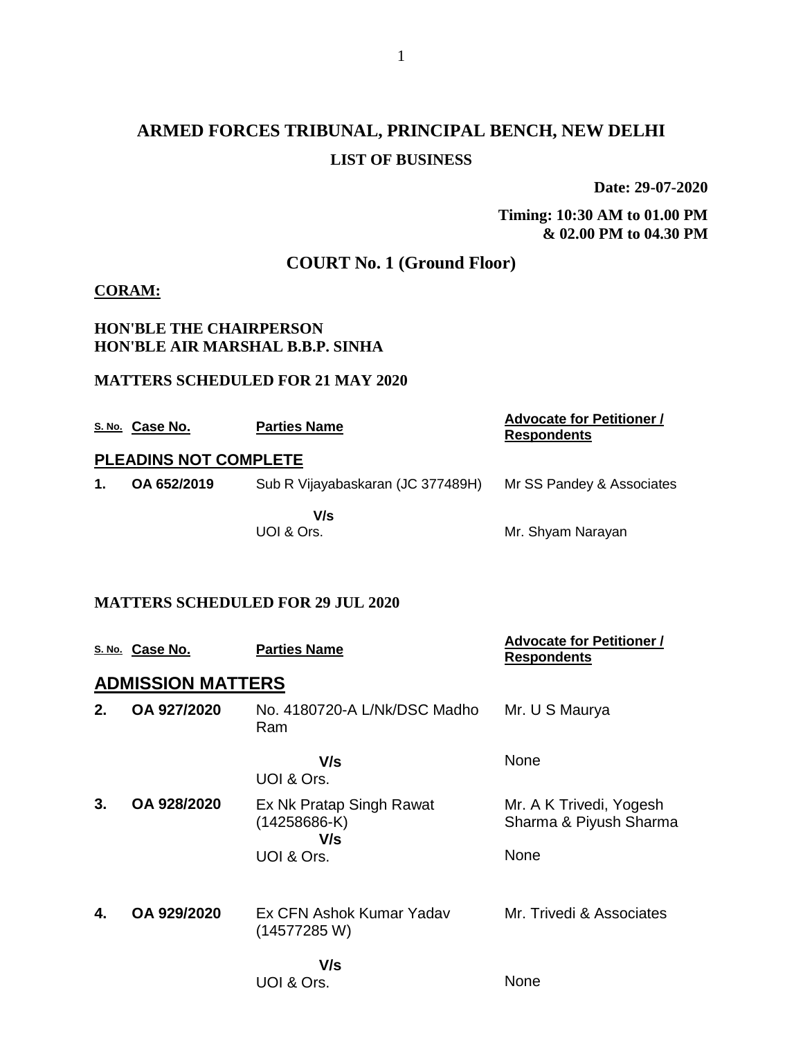# ARMED FORCES TRIBUNAL, PRINCIPAL BENCH, NEW DELHI

## LIST OF BUSINESS

**Date: 29-07-2020**

**Timing: 10:30 AM to 01.00 PM**
**& 02.00 PM to 04.30 PM**

## COURT No. 1 (Ground Floor)

**CORAM:**

**HON'BLE THE CHAIRPERSON**
**HON'BLE AIR MARSHAL B.B.P. SINHA**

**MATTERS SCHEDULED FOR 21 MAY 2020**

| S. No. | Case No. | Parties Name | Advocate for Petitioner / Respondents |
|---|---|---|---|
| **PLEADINS NOT COMPLETE** | | | |
| **1.** | **OA 652/2019** | Sub R Vijayabaskaran (JC 377489H) | Mr SS Pandey & Associates |
| | | **V/s** UOI & Ors. | Mr. Shyam Narayan |

**MATTERS SCHEDULED FOR 29 JUL 2020**

| S. No. | Case No. | Parties Name | Advocate for Petitioner / Respondents |
|---|---|---|---|
| **ADMISSION MATTERS** | | | |
| **2.** | **OA 927/2020** | No. 4180720-A L/Nk/DSC Madho Ram | Mr. U S Maurya |
| | | **V/s** UOI & Ors. | None |
| **3.** | **OA 928/2020** | Ex Nk Pratap Singh Rawat (14258686-K) | Mr. A K Trivedi, Yogesh Sharma & Piyush Sharma |
| | | **V/s** UOI & Ors. | None |
| **4.** | **OA 929/2020** | Ex CFN Ashok Kumar Yadav (14577285 W) | Mr. Trivedi & Associates |
| | | **V/s** UOI & Ors. | None |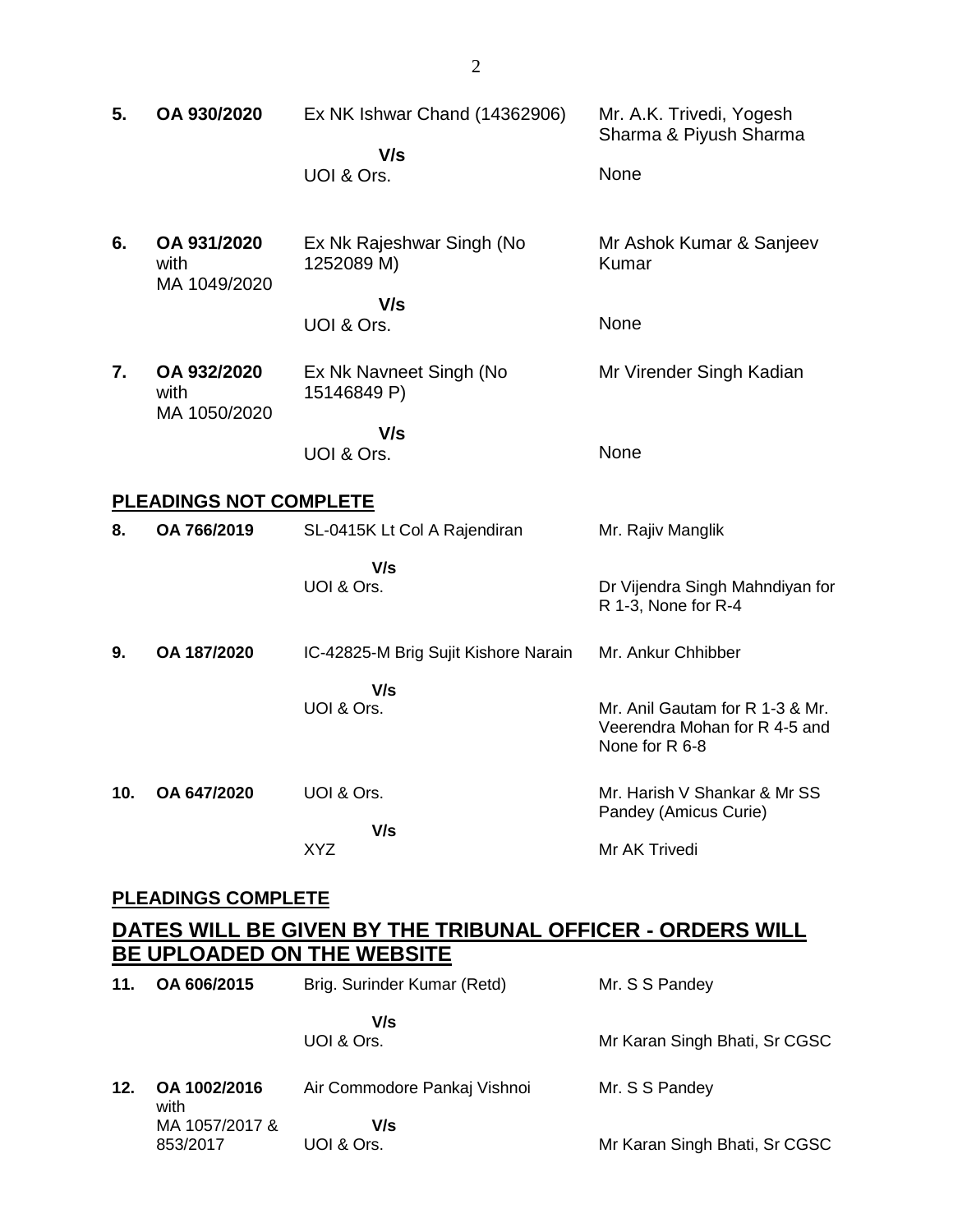| | | | |
|---|---|---|---|
| **5.** | **OA 930/2020** | Ex NK Ishwar Chand (14362906)<br>**V/s**<br>UOI & Ors. | Mr. A.K. Trivedi, Yogesh Sharma & Piyush Sharma<br><br>None |
| **6.** | **OA 931/2020** with MA 1049/2020 | Ex Nk Rajeshwar Singh (No 1252089 M)<br>**V/s**<br>UOI & Ors. | Mr Ashok Kumar & Sanjeev Kumar<br><br>None |
| **7.** | **OA 932/2020** with MA 1050/2020 | Ex Nk Navneet Singh (No 15146849 P)<br>**V/s**<br>UOI & Ors. | Mr Virender Singh Kadian<br><br>None |

## PLEADINGS NOT COMPLETE

| | | | |
|---|---|---|---|
| **8.** | **OA 766/2019** | SL-0415K Lt Col A Rajendiran<br>**V/s**<br>UOI & Ors. | Mr. Rajiv Manglik<br><br>Dr Vijendra Singh Mahndiyan for R 1-3, None for R-4 |
| **9.** | **OA 187/2020** | IC-42825-M Brig Sujit Kishore Narain<br>**V/s**<br>UOI & Ors. | Mr. Ankur Chhibber<br><br>Mr. Anil Gautam for R 1-3 & Mr. Veerendra Mohan for R 4-5 and None for R 6-8 |
| **10.** | **OA 647/2020** | UOI & Ors.<br>**V/s**<br>XYZ | Mr. Harish V Shankar & Mr SS Pandey (Amicus Curie)<br><br>Mr AK Trivedi |

## PLEADINGS COMPLETE

## DATES WILL BE GIVEN BY THE TRIBUNAL OFFICER - ORDERS WILL BE UPLOADED ON THE WEBSITE

| | | | |
|---|---|---|---|
| **11.** | **OA 606/2015** | Brig. Surinder Kumar (Retd)<br>**V/s**<br>UOI & Ors. | Mr. S S Pandey<br><br>Mr Karan Singh Bhati, Sr CGSC |
| **12.** | **OA 1002/2016** with MA 1057/2017 & 853/2017 | Air Commodore Pankaj Vishnoi<br>**V/s**<br>UOI & Ors. | Mr. S S Pandey<br><br>Mr Karan Singh Bhati, Sr CGSC |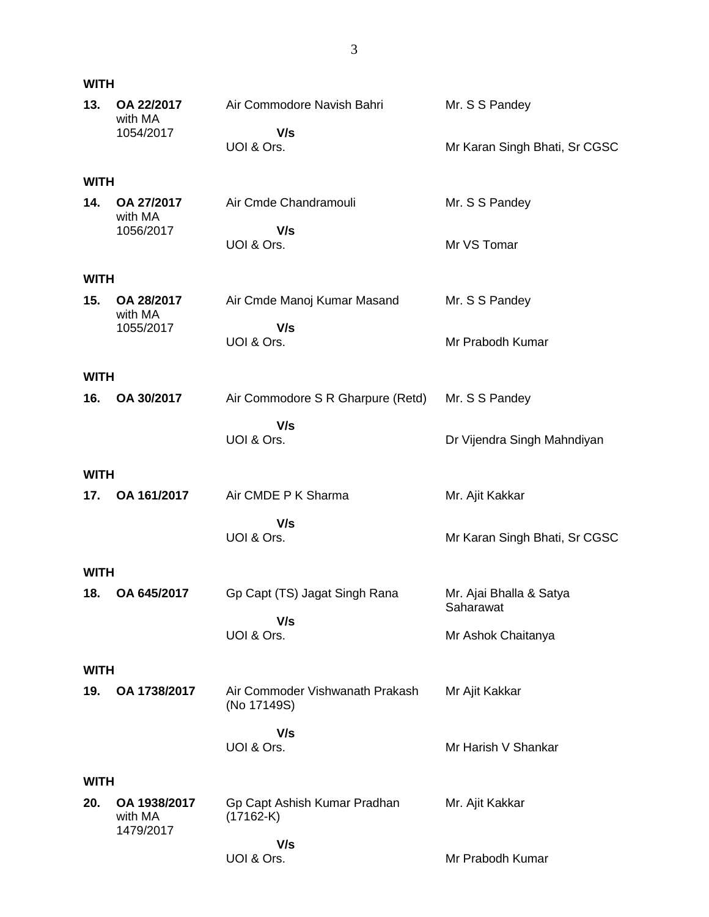**WITH**

| | | | |
|---|---|---|---|
| **13.** | **OA 22/2017** with MA 1054/2017 | Air Commodore Navish Bahri | Mr. S S Pandey |
| | | **V/s** UOI & Ors. | Mr Karan Singh Bhati, Sr CGSC |

**WITH**

| | | | |
|---|---|---|---|
| **14.** | **OA 27/2017** with MA 1056/2017 | Air Cmde Chandramouli | Mr. S S Pandey |
| | | **V/s** UOI & Ors. | Mr VS Tomar |

**WITH**

| | | | |
|---|---|---|---|
| **15.** | **OA 28/2017** with MA 1055/2017 | Air Cmde Manoj Kumar Masand | Mr. S S Pandey |
| | | **V/s** UOI & Ors. | Mr Prabodh Kumar |

**WITH**

| | | | |
|---|---|---|---|
| **16.** | **OA 30/2017** | Air Commodore S R Gharpure (Retd) | Mr. S S Pandey |
| | | **V/s** UOI & Ors. | Dr Vijendra Singh Mahndiyan |

**WITH**

| | | | |
|---|---|---|---|
| **17.** | **OA 161/2017** | Air CMDE P K Sharma | Mr. Ajit Kakkar |
| | | **V/s** UOI & Ors. | Mr Karan Singh Bhati, Sr CGSC |

**WITH**

| | | | |
|---|---|---|---|
| **18.** | **OA 645/2017** | Gp Capt (TS) Jagat Singh Rana | Mr. Ajai Bhalla & Satya Saharawat |
| | | **V/s** UOI & Ors. | Mr Ashok Chaitanya |

**WITH**

| | | | |
|---|---|---|---|
| **19.** | **OA 1738/2017** | Air Commoder Vishwanath Prakash (No 17149S) | Mr Ajit Kakkar |
| | | **V/s** UOI & Ors. | Mr Harish V Shankar |

**WITH**

| | | | |
|---|---|---|---|
| **20.** | **OA 1938/2017** with MA 1479/2017 | Gp Capt Ashish Kumar Pradhan (17162-K) | Mr. Ajit Kakkar |
| | | **V/s** UOI & Ors. | Mr Prabodh Kumar |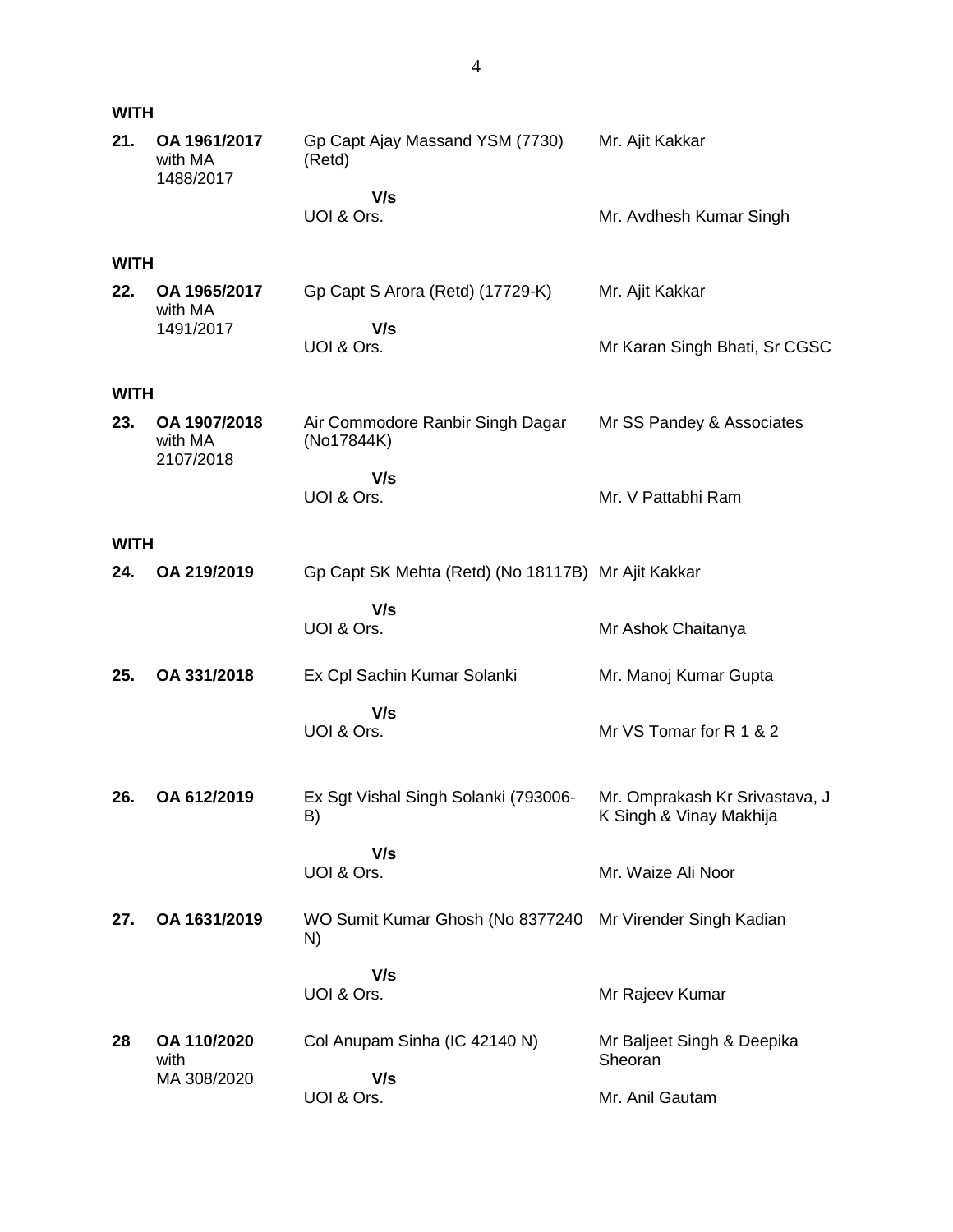**WITH**

| | | | |
|---|---|---|---|
| **21.** | **OA 1961/2017** with MA 1488/2017 | Gp Capt Ajay Massand YSM (7730) (Retd) | Mr. Ajit Kakkar |
| | | **V/s** UOI & Ors. | Mr. Avdhesh Kumar Singh |

**WITH**

| | | | |
|---|---|---|---|
| **22.** | **OA 1965/2017** with MA 1491/2017 | Gp Capt S Arora (Retd) (17729-K) | Mr. Ajit Kakkar |
| | | **V/s** UOI & Ors. | Mr Karan Singh Bhati, Sr CGSC |

**WITH**

| | | | |
|---|---|---|---|
| **23.** | **OA 1907/2018** with MA 2107/2018 | Air Commodore Ranbir Singh Dagar (No17844K) | Mr SS Pandey & Associates |
| | | **V/s** UOI & Ors. | Mr. V Pattabhi Ram |

**WITH**

| | | | |
|---|---|---|---|
| **24.** | **OA 219/2019** | Gp Capt SK Mehta (Retd) (No 18117B) | Mr Ajit Kakkar |
| | | **V/s** UOI & Ors. | Mr Ashok Chaitanya |
| **25.** | **OA 331/2018** | Ex Cpl Sachin Kumar Solanki | Mr. Manoj Kumar Gupta |
| | | **V/s** UOI & Ors. | Mr VS Tomar for R 1 & 2 |
| **26.** | **OA 612/2019** | Ex Sgt Vishal Singh Solanki (793006-B) | Mr. Omprakash Kr Srivastava, J K Singh & Vinay Makhija |
| | | **V/s** UOI & Ors. | Mr. Waize Ali Noor |
| **27.** | **OA 1631/2019** | WO Sumit Kumar Ghosh (No 8377240 N) | Mr Virender Singh Kadian |
| | | **V/s** UOI & Ors. | Mr Rajeev Kumar |
| **28** | **OA 110/2020** with MA 308/2020 | Col Anupam Sinha (IC 42140 N) | Mr Baljeet Singh & Deepika Sheoran |
| | | **V/s** UOI & Ors. | Mr. Anil Gautam |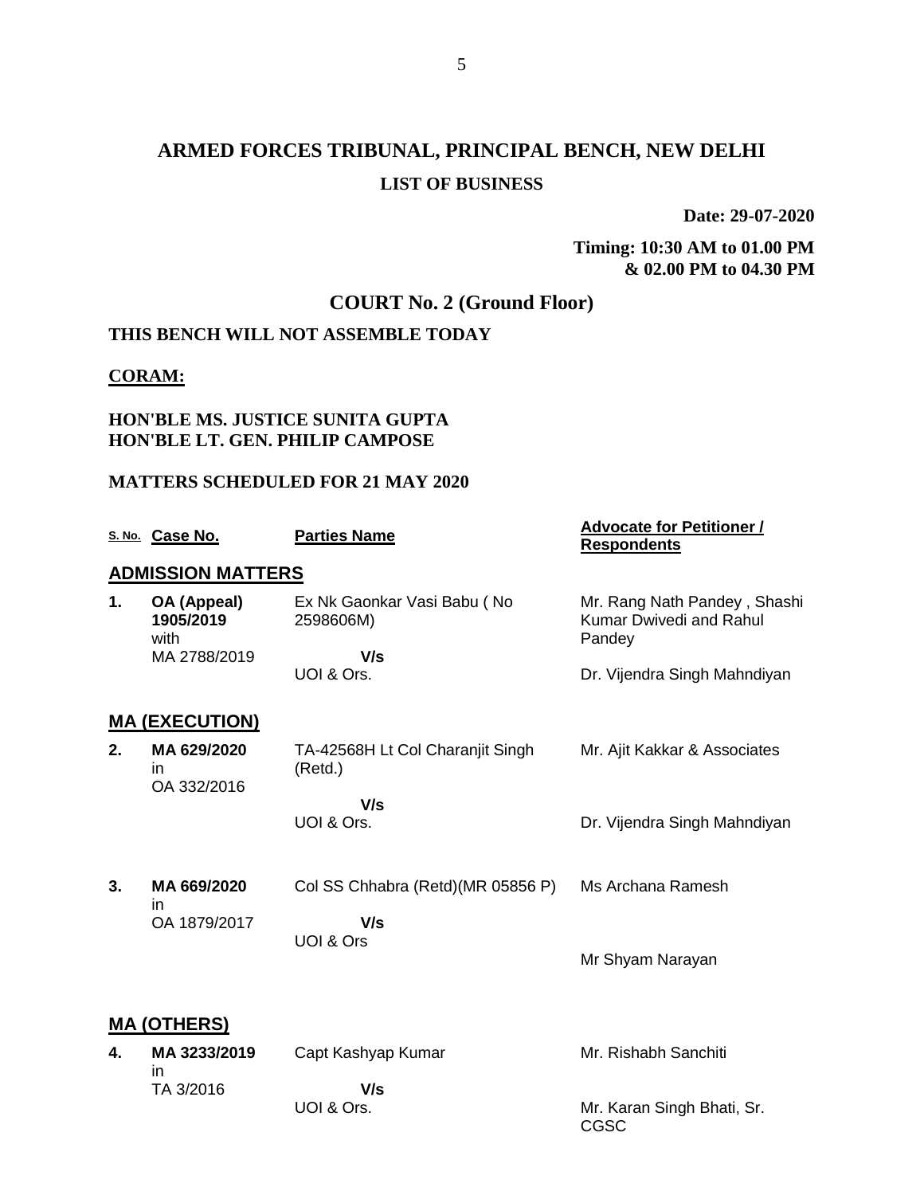# ARMED FORCES TRIBUNAL, PRINCIPAL BENCH, NEW DELHI

## LIST OF BUSINESS

**Date: 29-07-2020**

**Timing: 10:30 AM to 01.00 PM & 02.00 PM to 04.30 PM**

## COURT No. 2 (Ground Floor)

**THIS BENCH WILL NOT ASSEMBLE TODAY**

**CORAM:**

**HON'BLE MS. JUSTICE SUNITA GUPTA**
**HON'BLE LT. GEN. PHILIP CAMPOSE**

**MATTERS SCHEDULED FOR 21 MAY 2020**

| S. No. | Case No. | Parties Name | Advocate for Petitioner / Respondents |
|---|---|---|---|
| **ADMISSION MATTERS** | | | |
| **1.** | **OA (Appeal) 1905/2019** with MA 2788/2019 | Ex Nk Gaonkar Vasi Babu ( No 2598606M) **V/s** UOI & Ors. | Mr. Rang Nath Pandey , Shashi Kumar Dwivedi and Rahul Pandey / Dr. Vijendra Singh Mahndiyan |
| **MA (EXECUTION)** | | | |
| **2.** | **MA 629/2020** in OA 332/2016 | TA-42568H Lt Col Charanjit Singh (Retd.) **V/s** UOI & Ors. | Mr. Ajit Kakkar & Associates / Dr. Vijendra Singh Mahndiyan |
| **3.** | **MA 669/2020** in OA 1879/2017 | Col SS Chhabra (Retd)(MR 05856 P) **V/s** UOI & Ors | Ms Archana Ramesh / Mr Shyam Narayan |
| **MA (OTHERS)** | | | |
| **4.** | **MA 3233/2019** in TA 3/2016 | Capt Kashyap Kumar **V/s** UOI & Ors. | Mr. Rishabh Sanchiti / Mr. Karan Singh Bhati, Sr. CGSC |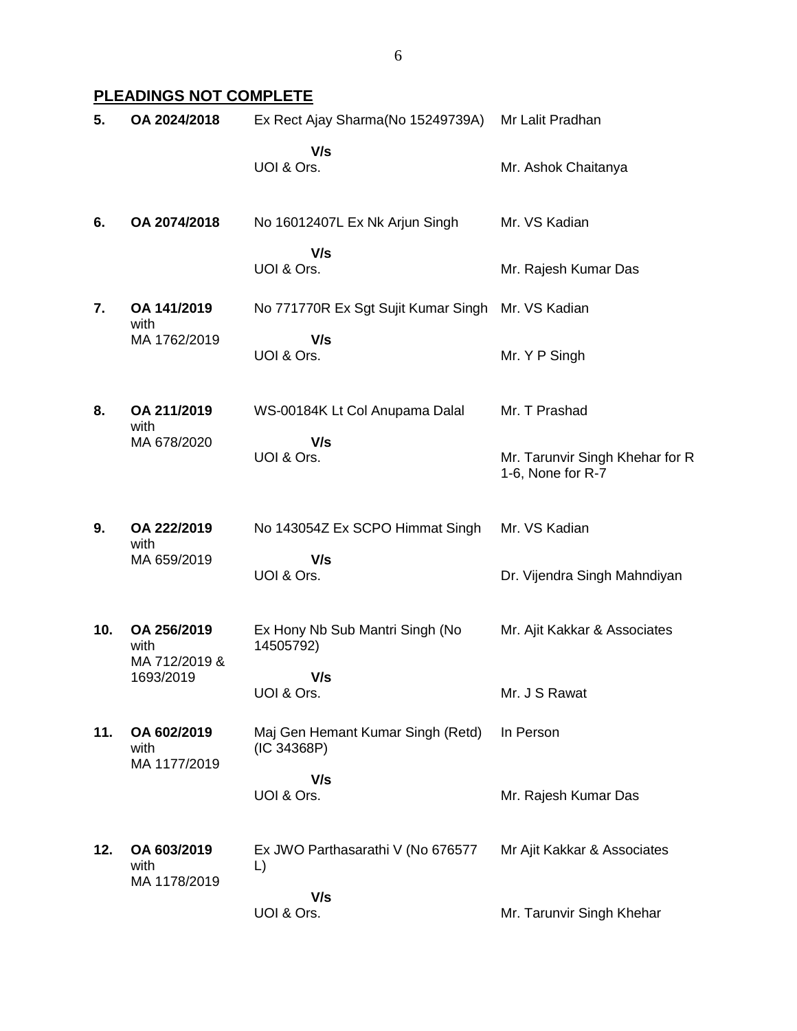## PLEADINGS NOT COMPLETE

| | | | |
|---|---|---|---|
| **5.** | **OA 2024/2018** | Ex Rect Ajay Sharma(No 15249739A)<br>**V/s**<br>UOI & Ors. | Mr Lalit Pradhan<br><br>Mr. Ashok Chaitanya |
| **6.** | **OA 2074/2018** | No 16012407L Ex Nk Arjun Singh<br>**V/s**<br>UOI & Ors. | Mr. VS Kadian<br><br>Mr. Rajesh Kumar Das |
| **7.** | **OA 141/2019** with MA 1762/2019 | No 771770R Ex Sgt Sujit Kumar Singh<br>**V/s**<br>UOI & Ors. | Mr. VS Kadian<br><br>Mr. Y P Singh |
| **8.** | **OA 211/2019** with MA 678/2020 | WS-00184K Lt Col Anupama Dalal<br>**V/s**<br>UOI & Ors. | Mr. T Prashad<br><br>Mr. Tarunvir Singh Khehar for R 1-6, None for R-7 |
| **9.** | **OA 222/2019** with MA 659/2019 | No 143054Z Ex SCPO Himmat Singh<br>**V/s**<br>UOI & Ors. | Mr. VS Kadian<br><br>Dr. Vijendra Singh Mahndiyan |
| **10.** | **OA 256/2019** with MA 712/2019 & 1693/2019 | Ex Hony Nb Sub Mantri Singh (No 14505792)<br>**V/s**<br>UOI & Ors. | Mr. Ajit Kakkar & Associates<br><br>Mr. J S Rawat |
| **11.** | **OA 602/2019** with MA 1177/2019 | Maj Gen Hemant Kumar Singh (Retd) (IC 34368P)<br>**V/s**<br>UOI & Ors. | In Person<br><br>Mr. Rajesh Kumar Das |
| **12.** | **OA 603/2019** with MA 1178/2019 | Ex JWO Parthasarathi V (No 676577 L)<br>**V/s**<br>UOI & Ors. | Mr Ajit Kakkar & Associates<br><br>Mr. Tarunvir Singh Khehar |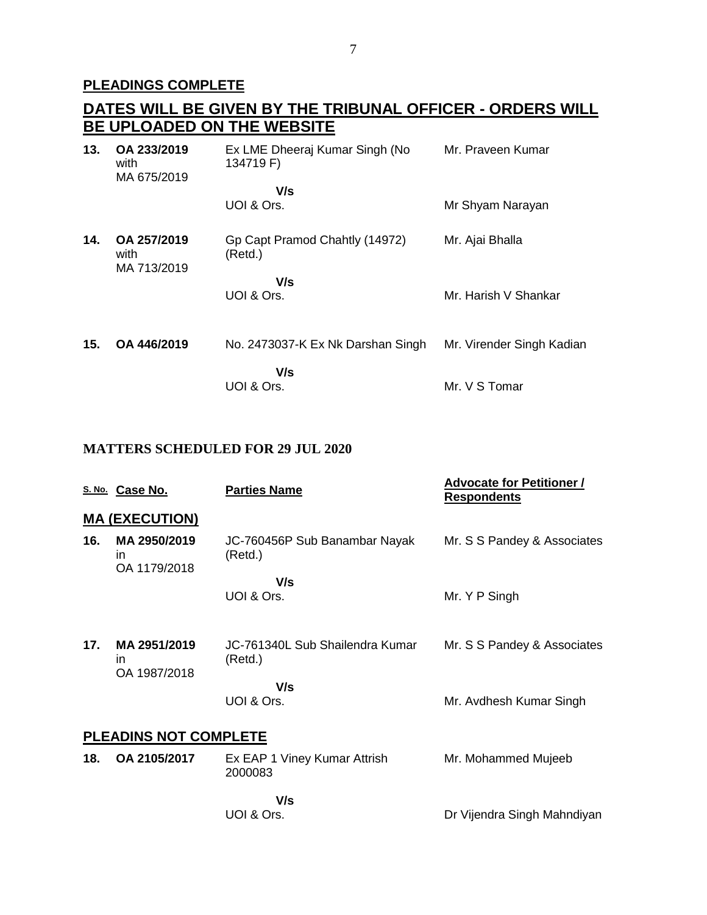**PLEADINGS COMPLETE**

## DATES WILL BE GIVEN BY THE TRIBUNAL OFFICER - ORDERS WILL BE UPLOADED ON THE WEBSITE

| | | | |
|---|---|---|---|
| **13.** | **OA 233/2019** with MA 675/2019 | Ex LME Dheeraj Kumar Singh (No 134719 F)<br>**V/s**<br>UOI & Ors. | Mr. Praveen Kumar<br><br>Mr Shyam Narayan |
| **14.** | **OA 257/2019** with MA 713/2019 | Gp Capt Pramod Chahtly (14972) (Retd.)<br>**V/s**<br>UOI & Ors. | Mr. Ajai Bhalla<br><br>Mr. Harish V Shankar |
| **15.** | **OA 446/2019** | No. 2473037-K Ex Nk Darshan Singh<br>**V/s**<br>UOI & Ors. | Mr. Virender Singh Kadian<br><br>Mr. V S Tomar |

## MATTERS SCHEDULED FOR 29 JUL 2020

| S. No. | Case No. | Parties Name | Advocate for Petitioner / Respondents |
|---|---|---|---|
| | **MA (EXECUTION)** | | |
| **16.** | **MA 2950/2019** in OA 1179/2018 | JC-760456P Sub Banambar Nayak (Retd.)<br>**V/s**<br>UOI & Ors. | Mr. S S Pandey & Associates<br><br>Mr. Y P Singh |
| **17.** | **MA 2951/2019** in OA 1987/2018 | JC-761340L Sub Shailendra Kumar (Retd.)<br>**V/s**<br>UOI & Ors. | Mr. S S Pandey & Associates<br><br>Mr. Avdhesh Kumar Singh |
| | **PLEADINS NOT COMPLETE** | | |
| **18.** | **OA 2105/2017** | Ex EAP 1 Viney Kumar Attrish 2000083<br>**V/s**<br>UOI & Ors. | Mr. Mohammed Mujeeb<br><br>Dr Vijendra Singh Mahndiyan |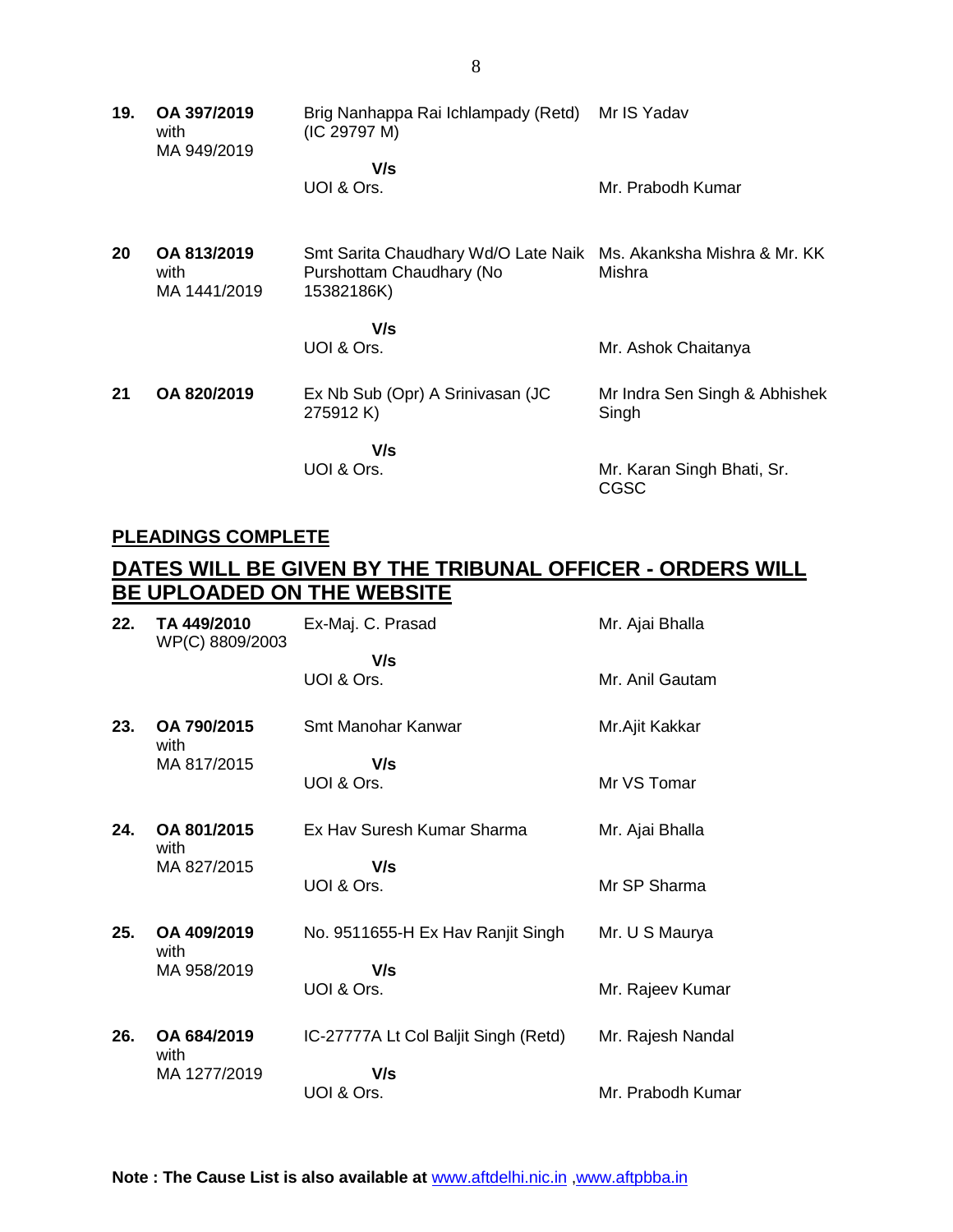| | | | |
|---|---|---|---|
| **19.** | **OA 397/2019** with MA 949/2019 | Brig Nanhappa Rai Ichlampady (Retd) (IC 29797 M) | Mr IS Yadav |
| | | **V/s** | |
| | | UOI & Ors. | Mr. Prabodh Kumar |
| **20** | **OA 813/2019** with MA 1441/2019 | Smt Sarita Chaudhary Wd/O Late Naik Purshottam Chaudhary (No 15382186K) | Ms. Akanksha Mishra & Mr. KK Mishra |
| | | **V/s** | |
| | | UOI & Ors. | Mr. Ashok Chaitanya |
| **21** | **OA 820/2019** | Ex Nb Sub (Opr) A Srinivasan (JC 275912 K) | Mr Indra Sen Singh & Abhishek Singh |
| | | **V/s** | |
| | | UOI & Ors. | Mr. Karan Singh Bhati, Sr. CGSC |

**PLEADINGS COMPLETE**

## DATES WILL BE GIVEN BY THE TRIBUNAL OFFICER - ORDERS WILL BE UPLOADED ON THE WEBSITE

| | | | |
|---|---|---|---|
| **22.** | **TA 449/2010** WP(C) 8809/2003 | Ex-Maj. C. Prasad | Mr. Ajai Bhalla |
| | | **V/s** | |
| | | UOI & Ors. | Mr. Anil Gautam |
| **23.** | **OA 790/2015** with MA 817/2015 | Smt Manohar Kanwar | Mr.Ajit Kakkar |
| | | **V/s** | |
| | | UOI & Ors. | Mr VS Tomar |
| **24.** | **OA 801/2015** with MA 827/2015 | Ex Hav Suresh Kumar Sharma | Mr. Ajai Bhalla |
| | | **V/s** | |
| | | UOI & Ors. | Mr SP Sharma |
| **25.** | **OA 409/2019** with MA 958/2019 | No. 9511655-H Ex Hav Ranjit Singh | Mr. U S Maurya |
| | | **V/s** | |
| | | UOI & Ors. | Mr. Rajeev Kumar |
| **26.** | **OA 684/2019** with MA 1277/2019 | IC-27777A Lt Col Baljit Singh (Retd) | Mr. Rajesh Nandal |
| | | **V/s** | |
| | | UOI & Ors. | Mr. Prabodh Kumar |

**Note : The Cause List is also available at** www.aftdelhi.nic.in ,www.aftpbba.in